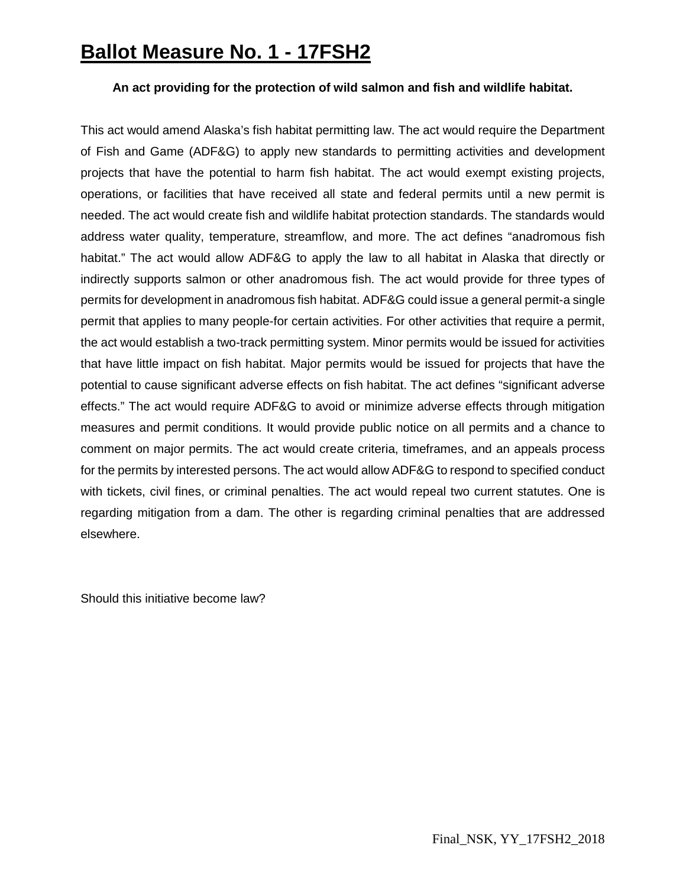# Ballot Measure No. 1 - 17FSH2

**An act providing for the protection of wild salmon and fish and wildlife habitat.**

This act would amend Alaska's fish habitat permitting law. The act would require the Department of Fish and Game (ADF&G) to apply new standards to permitting activities and development projects that have the potential to harm fish habitat. The act would exempt existing projects, operations, or facilities that have received all state and federal permits until a new permit is needed. The act would create fish and wildlife habitat protection standards. The standards would address water quality, temperature, streamflow, and more. The act defines "anadromous fish habitat." The act would allow ADF&G to apply the law to all habitat in Alaska that directly or indirectly supports salmon or other anadromous fish. The act would provide for three types of permits for development in anadromous fish habitat. ADF&G could issue a general permit-a single permit that applies to many people-for certain activities. For other activities that require a permit, the act would establish a two-track permitting system. Minor permits would be issued for activities that have little impact on fish habitat. Major permits would be issued for projects that have the potential to cause significant adverse effects on fish habitat. The act defines "significant adverse effects." The act would require ADF&G to avoid or minimize adverse effects through mitigation measures and permit conditions. It would provide public notice on all permits and a chance to comment on major permits. The act would create criteria, timeframes, and an appeals process for the permits by interested persons. The act would allow ADF&G to respond to specified conduct with tickets, civil fines, or criminal penalties. The act would repeal two current statutes. One is regarding mitigation from a dam. The other is regarding criminal penalties that are addressed elsewhere.

Should this initiative become law?

Final_NSK, YY_17FSH2_2018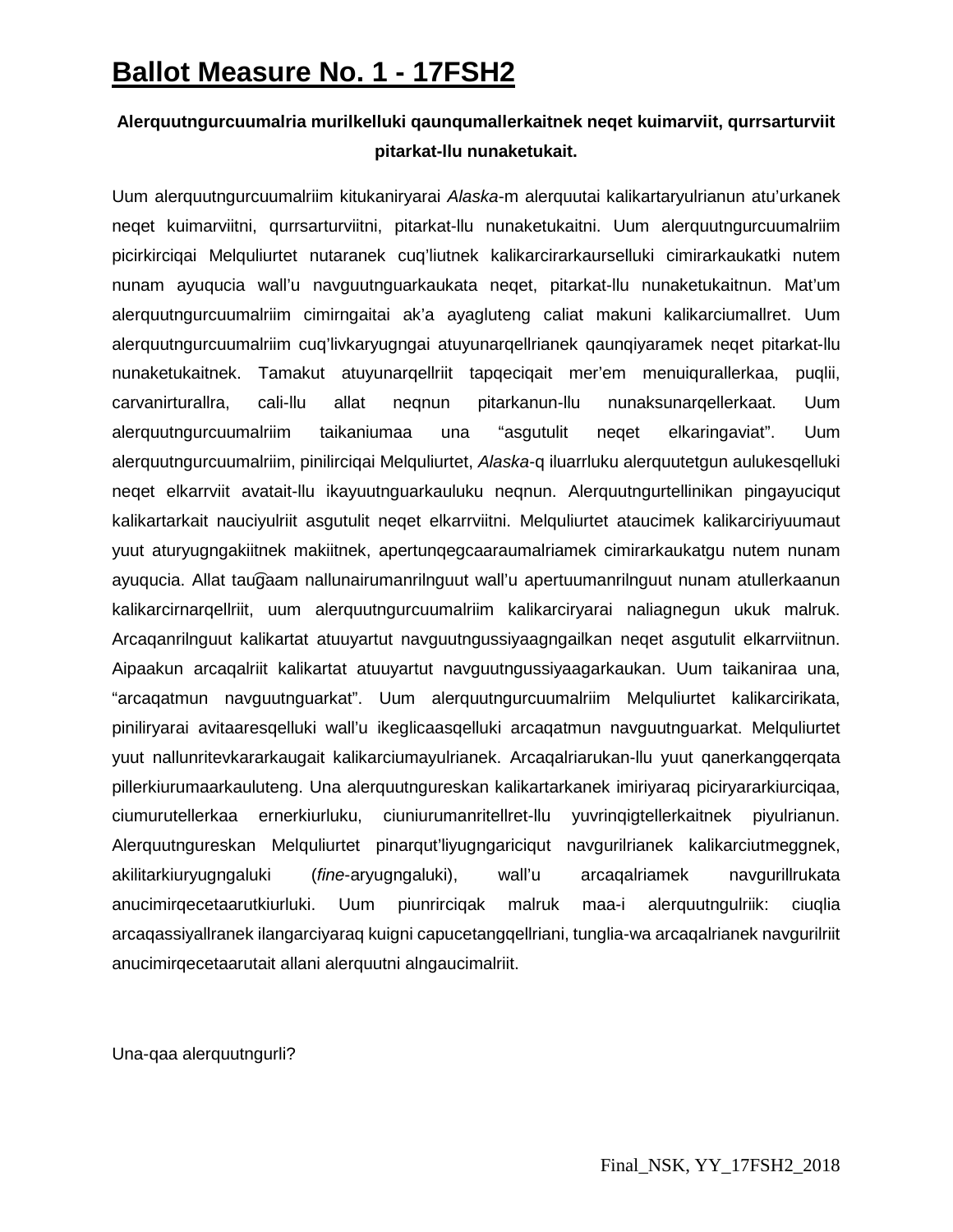# Ballot Measure No. 1 - 17FSH2

**Alerquutngurcuumalria murilkelluki qaunqumallerkaitnek neqet kuimarviit, qurrsarturviit pitarkat-llu nunaketukait.**

Uum alerquutngurcuumalriim kitukaniryarai *Alaska*-m alerquutai kalikartaryulrianun atu'urkanek neqet kuimarviitni, qurrsarturviitni, pitarkat-llu nunaketukaitni. Uum alerquutngurcuumalriim picirkirciqai Melquliurtet nutaranek cuq'liutnek kalikarcirarkaurselluki cimirarkaukatki nutem nunam ayuqucia wall'u navguutnguarkaukata neqet, pitarkat-llu nunaketukaitnun. Mat'um alerquutngurcuumalriim cimirngaitai ak'a ayagluteng caliat makuni kalikarciumallret. Uum alerquutngurcuumalriim cuq'livkaryugngai atuyunarqellrianek qaunqiyaramek neqet pitarkat-llu nunaketukaitnek. Tamakut atuyunarqellriit tapqeciqait mer'em menuiqurallerkaa, puqlii, carvanirturallra, cali-llu allat neqnun pitarkanun-llu nunaksunarqellerkaat. Uum alerquutngurcuumalriim taikaniumaa una "asgutulit neqet elkaringaviat". Uum alerquutngurcuumalriim, pinilirciqai Melquliurtet, *Alaska*-q iluarrluku alerquutetgun aulukesqelluki neqet elkarrviit avatait-llu ikayuutnguarkauluku neqnun. Alerquutngurtellinikan pingayuciqut kalikartarkait nauciyulriit asgutulit neqet elkarrviitni. Melquliurtet ataucimek kalikarciriyuumaut yuut aturyugngakiitnek makiitnek, apertunqegcaaraumalriamek cimirarkaukatgu nutem nunam ayuqucia. Allat taug͡aam nallunairumanrilnguut wall'u apertuumanrilnguut nunam atullerkaanun kalikarcirnarqellriit, uum alerquutngurcuumalriim kalikarciryarai naliagnegun ukuk malruk. Arcaqanrilnguut kalikartat atuuyartut navguutngussiyaagngailkan neqet asgutulit elkarrviitnun. Aipaakun arcaqalriit kalikartat atuuyartut navguutngussiyaagarkaukan. Uum taikaniraa una, "arcaqatmun navguutnguarkat". Uum alerquutngurcuumalriim Melquliurtet kalikarcirikata, piniliryarai avitaaresqelluki wall'u ikeglicaasqelluki arcaqatmun navguutnguarkat. Melquliurtet yuut nallunritevkararkaugait kalikarciumayulrianek. Arcaqalriarukan-llu yuut qanerkangqerqata pillerkiurumaarkauluteng. Una alerquutngureskan kalikartarkanek imiriyaraq piciryararkiurciqaa, ciumurutellerkaa ernerkiurluku, ciuniurumanritellret-llu yuvrinqigtellerkaitnek piyulrianun. Alerquutngureskan Melquliurtet pinarqut'liyugngariciqut navgurilrianek kalikarciutmeggnek, akilitarkiuryugngaluki (*fine*-aryugngaluki), wall'u arcaqalriamek navgurillrukata anucimirqecetaarutkiurluki. Uum piunrirciqak malruk maa-i alerquutngulriik: ciuqlia arcaqassiyallranek ilangarciyaraq kuigni capucetangqellriani, tunglia-wa arcaqalrianek navgurilriit anucimirqecetaarutait allani alerquutni alngaucimalriit.

Una-qaa alerquutngurli?

Final_NSK, YY_17FSH2_2018